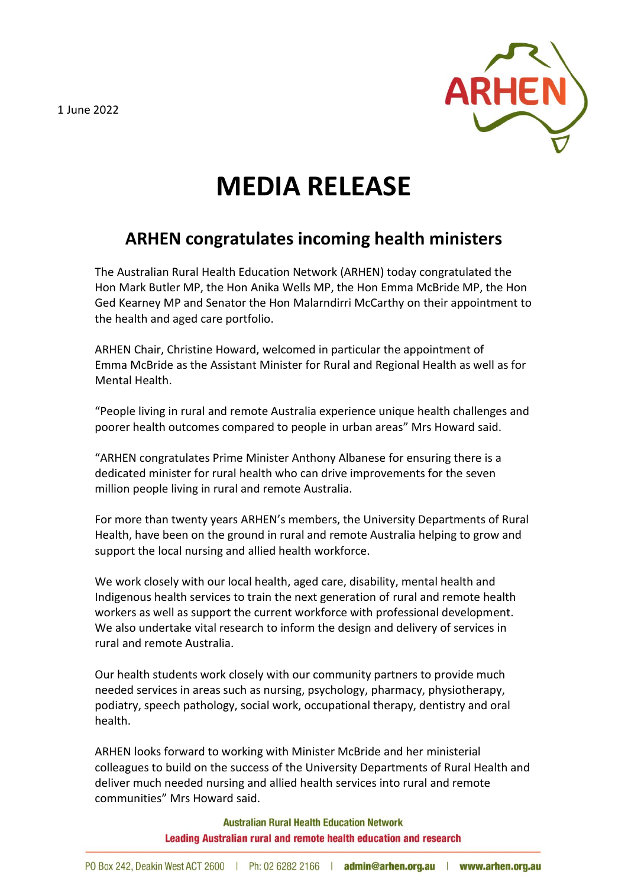1 June 2022

# MEDIA RELEASE

## ARHEN congratulates incoming health ministers

The Australian Rural Health Education Network (ARHEN) today congratulated the Hon Mark Butler MP, the Hon Anika Wells MP, the Hon Emma McBride MP, the Hon Ged Kearney MP and Senator the Hon Malarndirri McCarthy on their appointment to the health and aged care portfolio.

ARHEN Chair, Christine Howard, welcomed in particular the appointment of Emma McBride as the Assistant Minister for Rural and Regional Health as well as for Mental Health.

"People living in rural and remote Australia experience unique health challenges and poorer health outcomes compared to people in urban areas" Mrs Howard said.

"ARHEN congratulates Prime Minister Anthony Albanese for ensuring there is a dedicated minister for rural health who can drive improvements for the seven million people living in rural and remote Australia.

For more than twenty years ARHEN's members, the University Departments of Rural Health, have been on the ground in rural and remote Australia helping to grow and support the local nursing and allied health workforce.

We work closely with our local health, aged care, disability, mental health and Indigenous health services to train the next generation of rural and remote health workers as well as support the current workforce with professional development. We also undertake vital research to inform the design and delivery of services in rural and remote Australia.

Our health students work closely with our community partners to provide much needed services in areas such as nursing, psychology, pharmacy, physiotherapy, podiatry, speech pathology, social work, occupational therapy, dentistry and oral health.

ARHEN looks forward to working with Minister McBride and her ministerial colleagues to build on the success of the University Departments of Rural Health and deliver much needed nursing and allied health services into rural and remote communities" Mrs Howard said.

**Australian Rural Health Education Network**
**Leading Australian rural and remote health education and research**

PO Box 242, Deakin West ACT 2600 | Ph: 02 6282 2166 | **admin@arhen.org.au** | **www.arhen.org.au**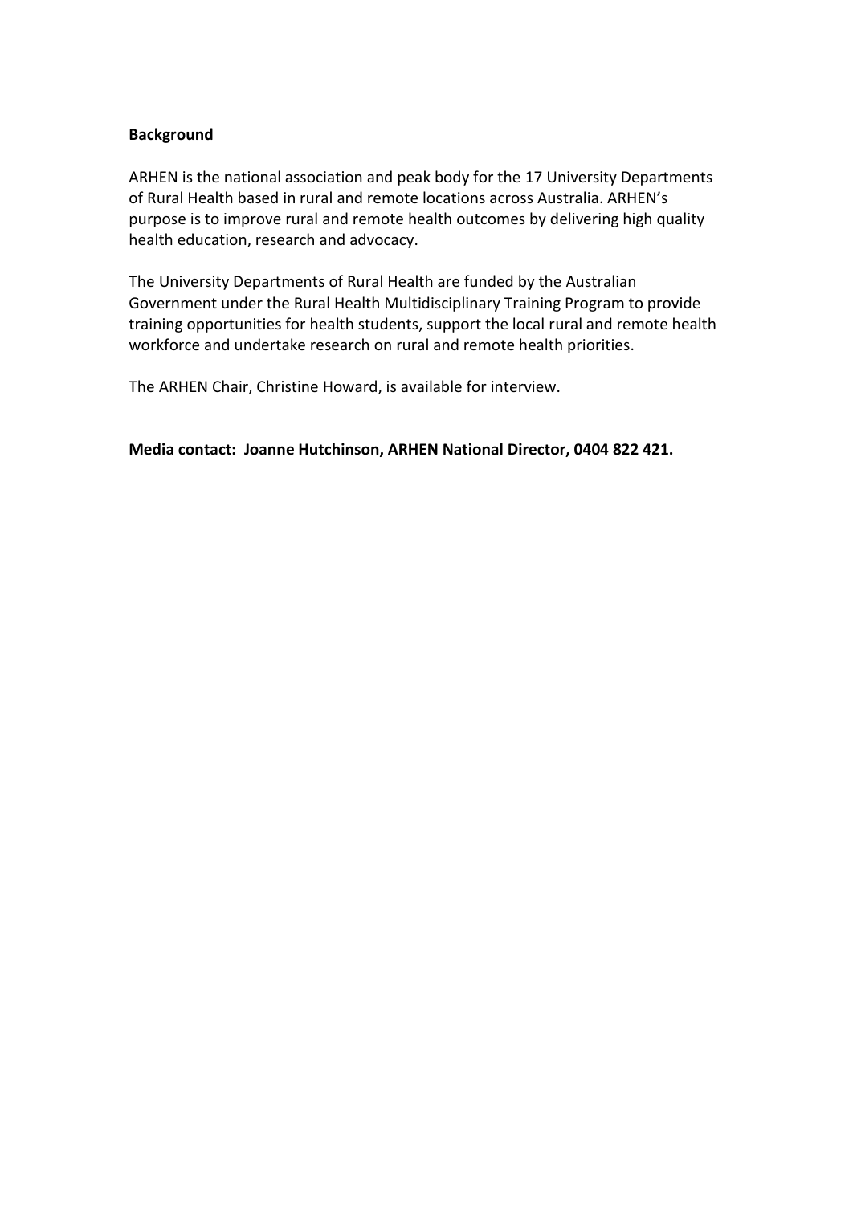**Background**

ARHEN is the national association and peak body for the 17 University Departments of Rural Health based in rural and remote locations across Australia. ARHEN's purpose is to improve rural and remote health outcomes by delivering high quality health education, research and advocacy.

The University Departments of Rural Health are funded by the Australian Government under the Rural Health Multidisciplinary Training Program to provide training opportunities for health students, support the local rural and remote health workforce and undertake research on rural and remote health priorities.

The ARHEN Chair, Christine Howard, is available for interview.

**Media contact: Joanne Hutchinson, ARHEN National Director, 0404 822 421.**